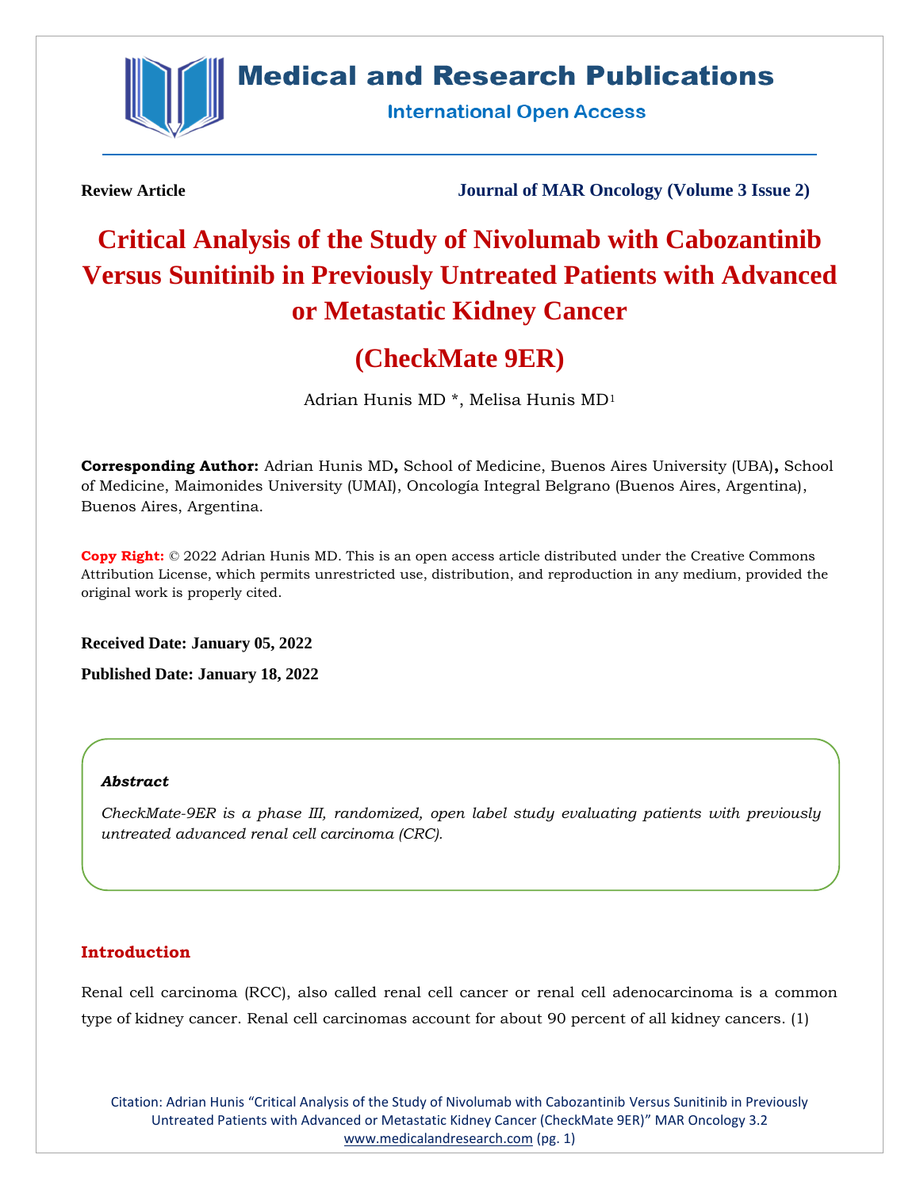**Review Article**

**Journal of MAR Oncology (Volume 3 Issue 2)**

# Critical Analysis of the Study of Nivolumab with Cabozantinib Versus Sunitinib in Previously Untreated Patients with Advanced or Metastatic Kidney Cancer

# (CheckMate 9ER)

Adrian Hunis MD *, Melisa Hunis MD[1]

**Corresponding Author:** Adrian Hunis MD**,** School of Medicine, Buenos Aires University (UBA)**,** School of Medicine, Maimonides University (UMAI), Oncología Integral Belgrano (Buenos Aires, Argentina), Buenos Aires, Argentina.

**Copy Right:** © 2022 Adrian Hunis MD. This is an open access article distributed under the Creative Commons Attribution License, which permits unrestricted use, distribution, and reproduction in any medium, provided the original work is properly cited.

**Received Date: January 05, 2022**

**Published Date: January 18, 2022**

***Abstract***

*CheckMate-9ER is a phase III, randomized, open label study evaluating patients with previously untreated advanced renal cell carcinoma (CRC).*

## Introduction

Renal cell carcinoma (RCC), also called renal cell cancer or renal cell adenocarcinoma is a common type of kidney cancer. Renal cell carcinomas account for about 90 percent of all kidney cancers. (1)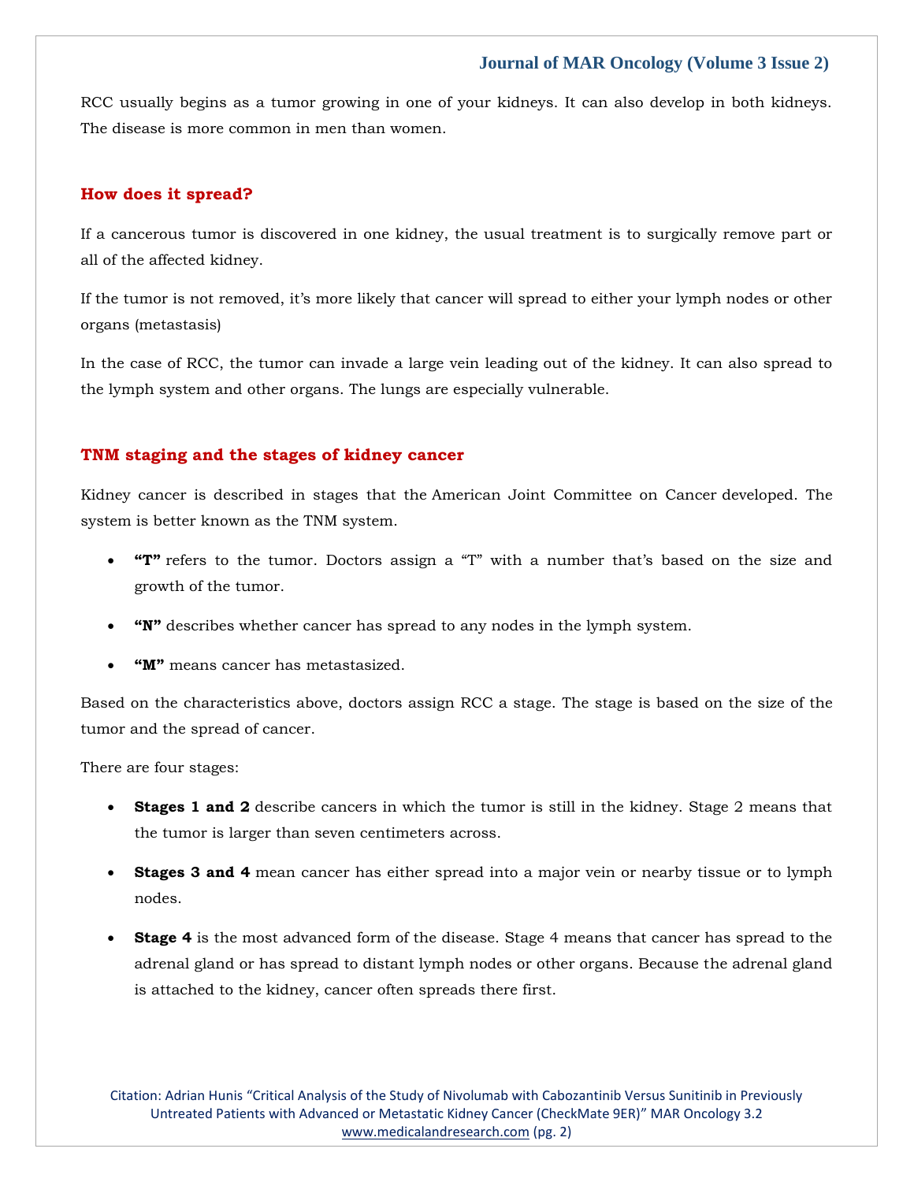RCC usually begins as a tumor growing in one of your kidneys. It can also develop in both kidneys. The disease is more common in men than women.

## How does it spread?

If a cancerous tumor is discovered in one kidney, the usual treatment is to surgically remove part or all of the affected kidney.

If the tumor is not removed, it's more likely that cancer will spread to either your lymph nodes or other organs (metastasis)

In the case of RCC, the tumor can invade a large vein leading out of the kidney. It can also spread to the lymph system and other organs. The lungs are especially vulnerable.

## TNM staging and the stages of kidney cancer

Kidney cancer is described in stages that the American Joint Committee on Cancer developed. The system is better known as the TNM system.

- **"T"** refers to the tumor. Doctors assign a "T" with a number that's based on the size and growth of the tumor.
- **"N"** describes whether cancer has spread to any nodes in the lymph system.
- **"M"** means cancer has metastasized.

Based on the characteristics above, doctors assign RCC a stage. The stage is based on the size of the tumor and the spread of cancer.

There are four stages:

- **Stages 1 and 2** describe cancers in which the tumor is still in the kidney. Stage 2 means that the tumor is larger than seven centimeters across.
- **Stages 3 and 4** mean cancer has either spread into a major vein or nearby tissue or to lymph nodes.
- **Stage 4** is the most advanced form of the disease. Stage 4 means that cancer has spread to the adrenal gland or has spread to distant lymph nodes or other organs. Because the adrenal gland is attached to the kidney, cancer often spreads there first.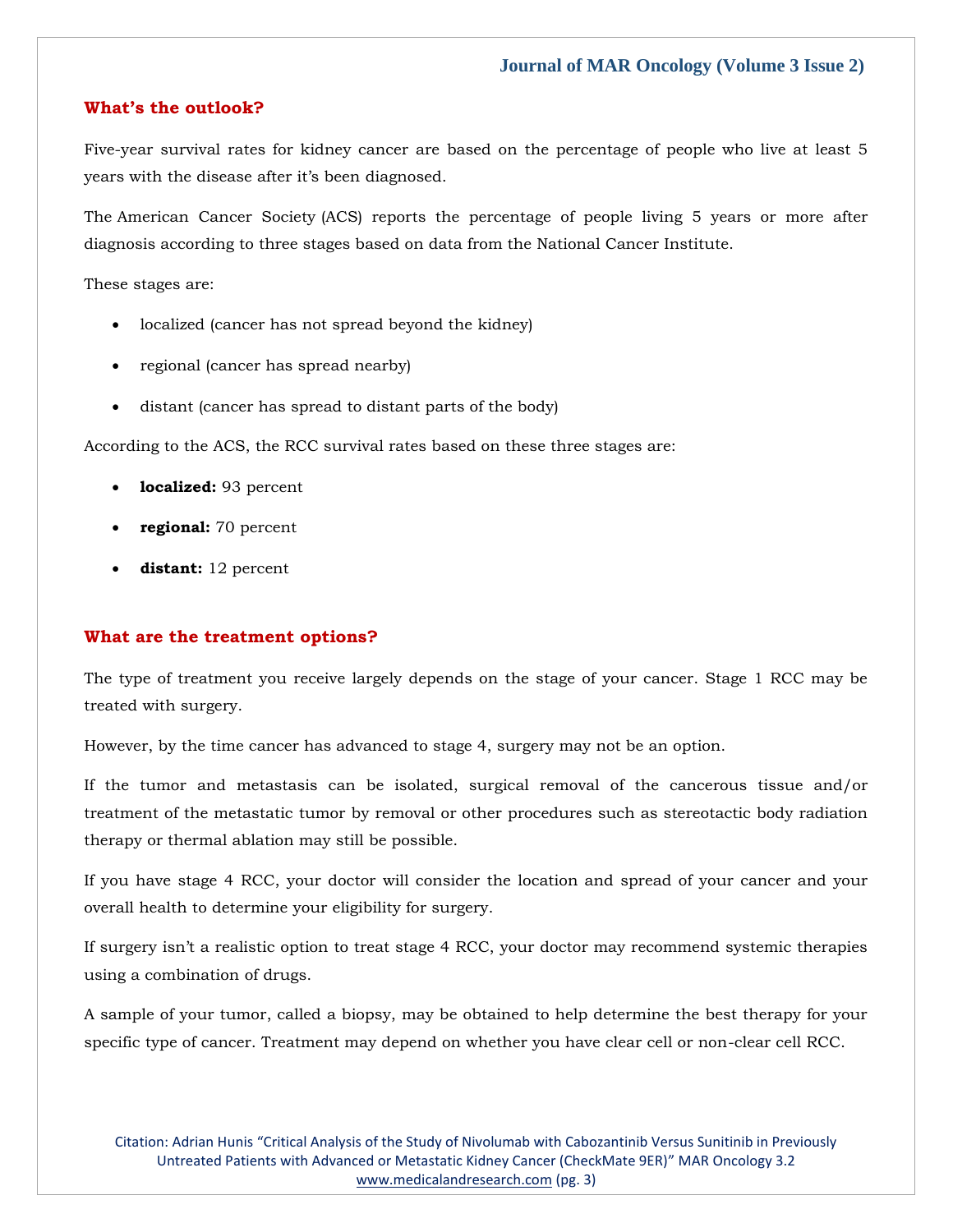## What's the outlook?

Five-year survival rates for kidney cancer are based on the percentage of people who live at least 5 years with the disease after it's been diagnosed.

The American Cancer Society (ACS) reports the percentage of people living 5 years or more after diagnosis according to three stages based on data from the National Cancer Institute.

These stages are:

- localized (cancer has not spread beyond the kidney)
- regional (cancer has spread nearby)
- distant (cancer has spread to distant parts of the body)

According to the ACS, the RCC survival rates based on these three stages are:

- **localized:** 93 percent
- **regional:** 70 percent
- **distant:** 12 percent

## What are the treatment options?

The type of treatment you receive largely depends on the stage of your cancer. Stage 1 RCC may be treated with surgery.

However, by the time cancer has advanced to stage 4, surgery may not be an option.

If the tumor and metastasis can be isolated, surgical removal of the cancerous tissue and/or treatment of the metastatic tumor by removal or other procedures such as stereotactic body radiation therapy or thermal ablation may still be possible.

If you have stage 4 RCC, your doctor will consider the location and spread of your cancer and your overall health to determine your eligibility for surgery.

If surgery isn't a realistic option to treat stage 4 RCC, your doctor may recommend systemic therapies using a combination of drugs.

A sample of your tumor, called a biopsy, may be obtained to help determine the best therapy for your specific type of cancer. Treatment may depend on whether you have clear cell or non-clear cell RCC.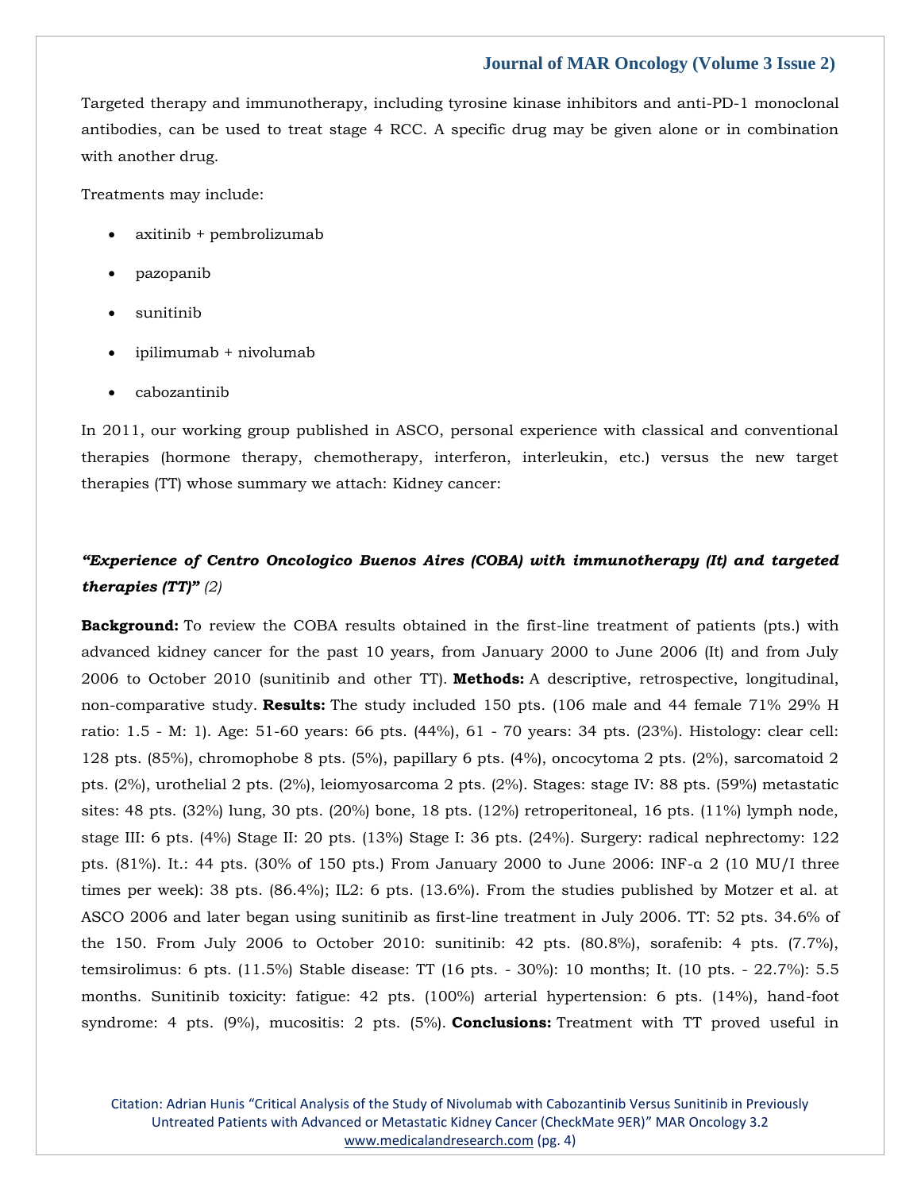Targeted therapy and immunotherapy, including tyrosine kinase inhibitors and anti-PD-1 monoclonal antibodies, can be used to treat stage 4 RCC. A specific drug may be given alone or in combination with another drug.

Treatments may include:

- axitinib + pembrolizumab
- pazopanib
- sunitinib
- ipilimumab + nivolumab
- cabozantinib

In 2011, our working group published in ASCO, personal experience with classical and conventional therapies (hormone therapy, chemotherapy, interferon, interleukin, etc.) versus the new target therapies (TT) whose summary we attach: Kidney cancer:

***"Experience of Centro Oncologico Buenos Aires (COBA) with immunotherapy (It) and targeted therapies (TT)"*** *(2)*

**Background:** To review the COBA results obtained in the first-line treatment of patients (pts.) with advanced kidney cancer for the past 10 years, from January 2000 to June 2006 (It) and from July 2006 to October 2010 (sunitinib and other TT). **Methods:** A descriptive, retrospective, longitudinal, non-comparative study. **Results:** The study included 150 pts. (106 male and 44 female 71% 29% H ratio: 1.5 - M: 1). Age: 51-60 years: 66 pts. (44%), 61 - 70 years: 34 pts. (23%). Histology: clear cell: 128 pts. (85%), chromophobe 8 pts. (5%), papillary 6 pts. (4%), oncocytoma 2 pts. (2%), sarcomatoid 2 pts. (2%), urothelial 2 pts. (2%), leiomyosarcoma 2 pts. (2%). Stages: stage IV: 88 pts. (59%) metastatic sites: 48 pts. (32%) lung, 30 pts. (20%) bone, 18 pts. (12%) retroperitoneal, 16 pts. (11%) lymph node, stage III: 6 pts. (4%) Stage II: 20 pts. (13%) Stage I: 36 pts. (24%). Surgery: radical nephrectomy: 122 pts. (81%). It.: 44 pts. (30% of 150 pts.) From January 2000 to June 2006: INF-α 2 (10 MU/I three times per week): 38 pts. (86.4%); IL2: 6 pts. (13.6%). From the studies published by Motzer et al. at ASCO 2006 and later began using sunitinib as first-line treatment in July 2006. TT: 52 pts. 34.6% of the 150. From July 2006 to October 2010: sunitinib: 42 pts. (80.8%), sorafenib: 4 pts. (7.7%), temsirolimus: 6 pts. (11.5%) Stable disease: TT (16 pts. - 30%): 10 months; It. (10 pts. - 22.7%): 5.5 months. Sunitinib toxicity: fatigue: 42 pts. (100%) arterial hypertension: 6 pts. (14%), hand-foot syndrome: 4 pts. (9%), mucositis: 2 pts. (5%). **Conclusions:** Treatment with TT proved useful in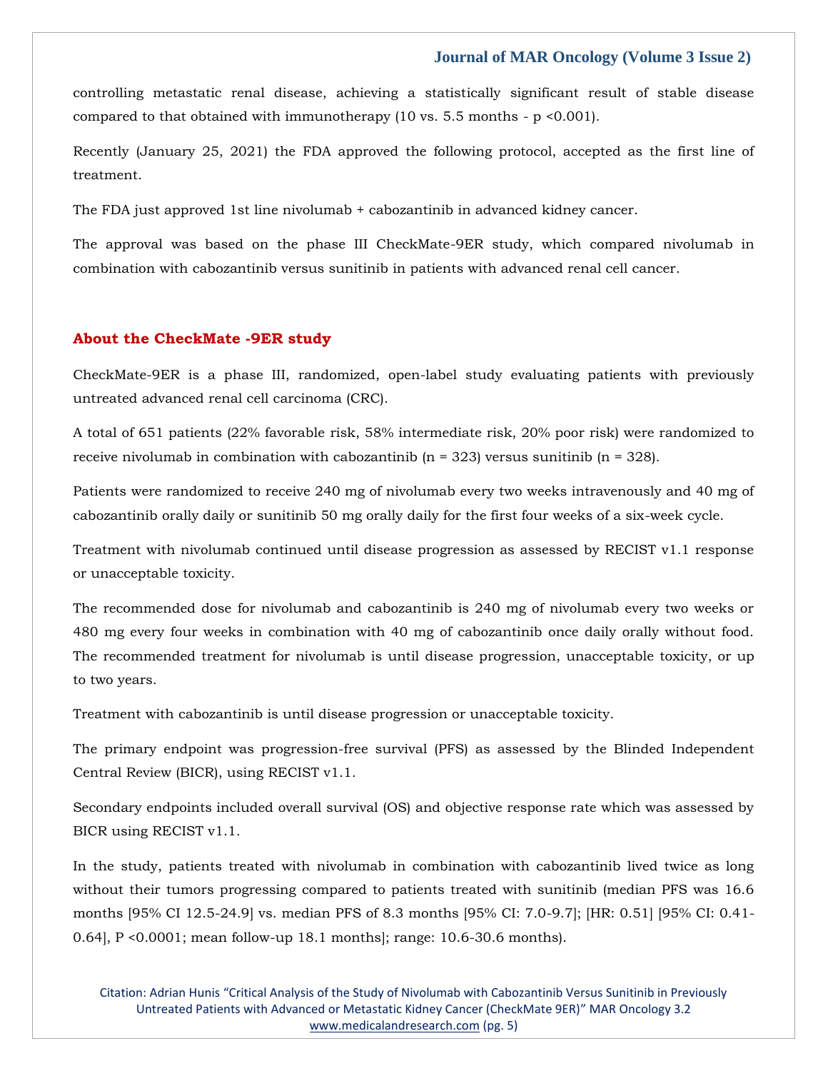controlling metastatic renal disease, achieving a statistically significant result of stable disease compared to that obtained with immunotherapy (10 vs. 5.5 months - $p < 0.001$).

Recently (January 25, 2021) the FDA approved the following protocol, accepted as the first line of treatment.

The FDA just approved 1st line nivolumab + cabozantinib in advanced kidney cancer.

The approval was based on the phase III CheckMate-9ER study, which compared nivolumab in combination with cabozantinib versus sunitinib in patients with advanced renal cell cancer.

## About the CheckMate -9ER study

CheckMate-9ER is a phase III, randomized, open-label study evaluating patients with previously untreated advanced renal cell carcinoma (CRC).

A total of 651 patients (22% favorable risk, 58% intermediate risk, 20% poor risk) were randomized to receive nivolumab in combination with cabozantinib (n = 323) versus sunitinib (n = 328).

Patients were randomized to receive 240 mg of nivolumab every two weeks intravenously and 40 mg of cabozantinib orally daily or sunitinib 50 mg orally daily for the first four weeks of a six-week cycle.

Treatment with nivolumab continued until disease progression as assessed by RECIST v1.1 response or unacceptable toxicity.

The recommended dose for nivolumab and cabozantinib is 240 mg of nivolumab every two weeks or 480 mg every four weeks in combination with 40 mg of cabozantinib once daily orally without food. The recommended treatment for nivolumab is until disease progression, unacceptable toxicity, or up to two years.

Treatment with cabozantinib is until disease progression or unacceptable toxicity.

The primary endpoint was progression-free survival (PFS) as assessed by the Blinded Independent Central Review (BICR), using RECIST v1.1.

Secondary endpoints included overall survival (OS) and objective response rate which was assessed by BICR using RECIST v1.1.

In the study, patients treated with nivolumab in combination with cabozantinib lived twice as long without their tumors progressing compared to patients treated with sunitinib (median PFS was 16.6 months [95% CI 12.5-24.9] vs. median PFS of 8.3 months [95% CI: 7.0-9.7]; [HR: 0.51] [95% CI: 0.41-0.64], $P < 0.0001$; mean follow-up 18.1 months]; range: 10.6-30.6 months).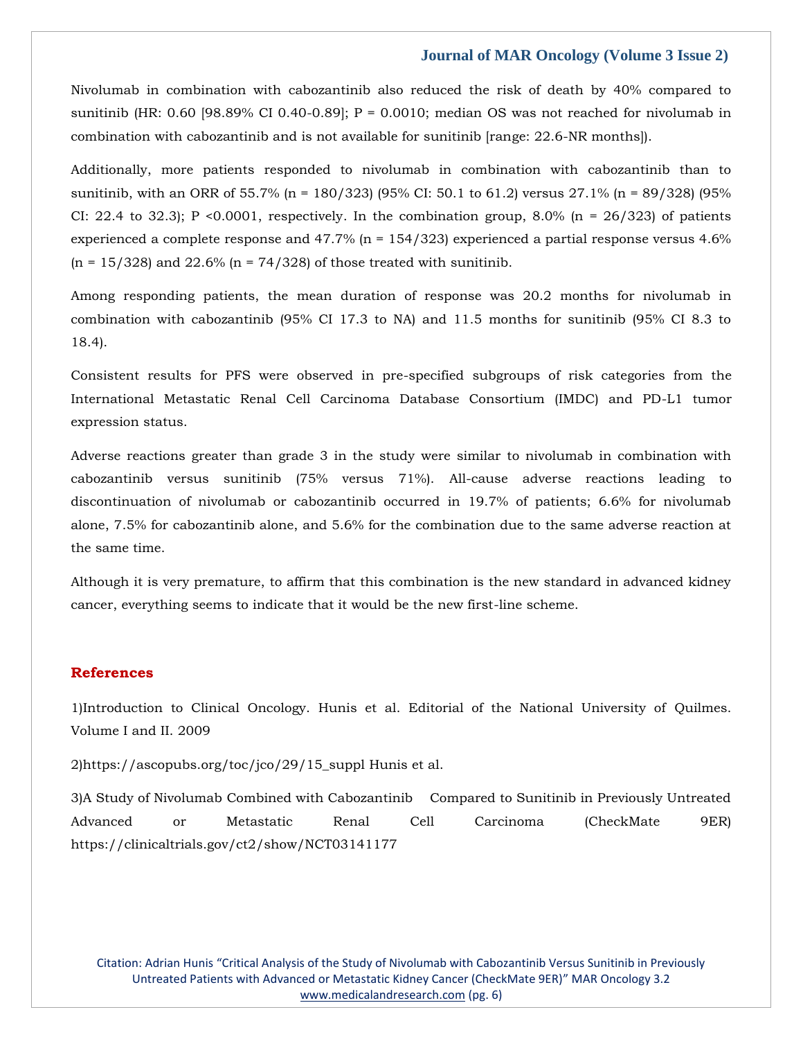Nivolumab in combination with cabozantinib also reduced the risk of death by 40% compared to sunitinib (HR: 0.60 [98.89% CI 0.40-0.89]; P = 0.0010; median OS was not reached for nivolumab in combination with cabozantinib and is not available for sunitinib [range: 22.6-NR months]).

Additionally, more patients responded to nivolumab in combination with cabozantinib than to sunitinib, with an ORR of 55.7% (n = 180/323) (95% CI: 50.1 to 61.2) versus 27.1% (n = 89/328) (95% CI: 22.4 to 32.3); P <0.0001, respectively. In the combination group, 8.0% (n = 26/323) of patients experienced a complete response and 47.7% (n = 154/323) experienced a partial response versus 4.6% (n = 15/328) and 22.6% (n = 74/328) of those treated with sunitinib.

Among responding patients, the mean duration of response was 20.2 months for nivolumab in combination with cabozantinib (95% CI 17.3 to NA) and 11.5 months for sunitinib (95% CI 8.3 to 18.4).

Consistent results for PFS were observed in pre-specified subgroups of risk categories from the International Metastatic Renal Cell Carcinoma Database Consortium (IMDC) and PD-L1 tumor expression status.

Adverse reactions greater than grade 3 in the study were similar to nivolumab in combination with cabozantinib versus sunitinib (75% versus 71%). All-cause adverse reactions leading to discontinuation of nivolumab or cabozantinib occurred in 19.7% of patients; 6.6% for nivolumab alone, 7.5% for cabozantinib alone, and 5.6% for the combination due to the same adverse reaction at the same time.

Although it is very premature, to affirm that this combination is the new standard in advanced kidney cancer, everything seems to indicate that it would be the new first-line scheme.

## References

1)Introduction to Clinical Oncology. Hunis et al. Editorial of the National University of Quilmes. Volume I and II. 2009

2)https://ascopubs.org/toc/jco/29/15_suppl Hunis et al.

3)A Study of Nivolumab Combined with Cabozantinib Compared to Sunitinib in Previously Untreated Advanced or Metastatic Renal Cell Carcinoma (CheckMate 9ER) https://clinicaltrials.gov/ct2/show/NCT03141177